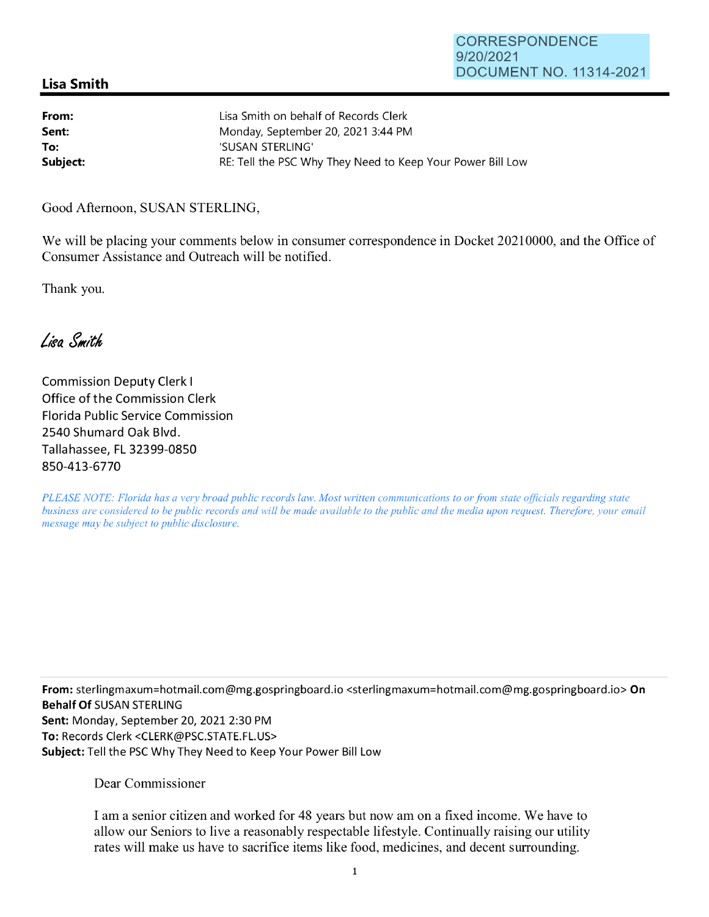CORRESPONDENCE
9/20/2021
DOCUMENT NO. 11314-2021

## Lisa Smith

**From:** Lisa Smith on behalf of Records Clerk
**Sent:** Monday, September 20, 2021 3:44 PM
**To:** 'SUSAN STERLING'
**Subject:** RE: Tell the PSC Why They Need to Keep Your Power Bill Low

Good Afternoon, SUSAN STERLING,

We will be placing your comments below in consumer correspondence in Docket 20210000, and the Office of Consumer Assistance and Outreach will be notified.

Thank you.

*Lisa Smith*

Commission Deputy Clerk I
Office of the Commission Clerk
Florida Public Service Commission
2540 Shumard Oak Blvd.
Tallahassee, FL 32399-0850
850-413-6770

*PLEASE NOTE: Florida has a very broad public records law. Most written communications to or from state officials regarding state business are considered to be public records and will be made available to the public and the media upon request. Therefore, your email message may be subject to public disclosure.*

---

**From:** sterlingmaxum=hotmail.com@mg.gospringboard.io <sterlingmaxum=hotmail.com@mg.gospringboard.io> **On Behalf Of** SUSAN STERLING
**Sent:** Monday, September 20, 2021 2:30 PM
**To:** Records Clerk <CLERK@PSC.STATE.FL.US>
**Subject:** Tell the PSC Why They Need to Keep Your Power Bill Low

Dear Commissioner

I am a senior citizen and worked for 48 years but now am on a fixed income. We have to allow our Seniors to live a reasonably respectable lifestyle. Continually raising our utility rates will make us have to sacrifice items like food, medicines, and decent surrounding.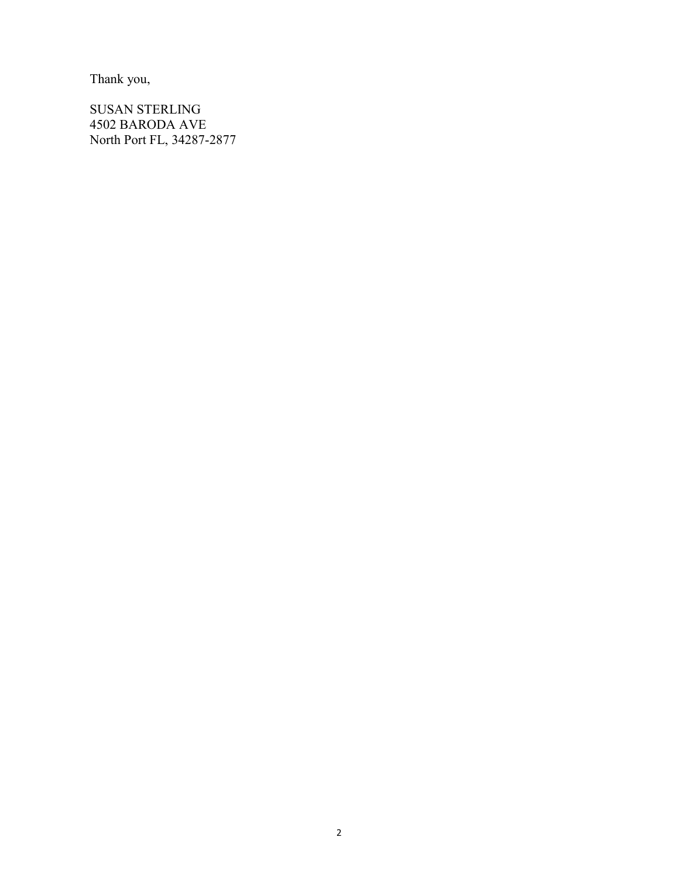Thank you,

SUSAN STERLING
4502 BARODA AVE
North Port FL, 34287-2877